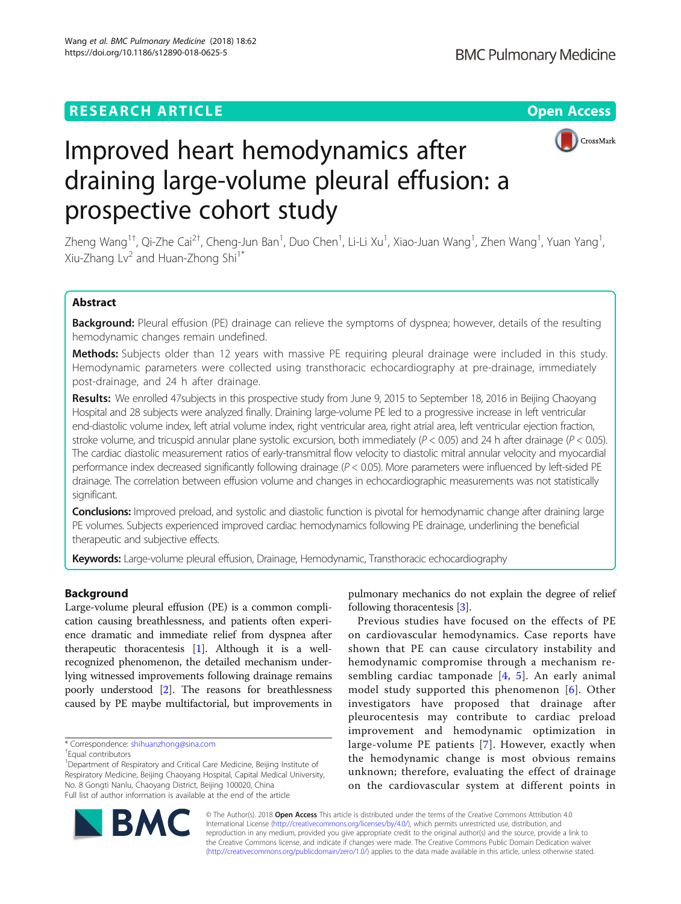# Improved heart hemodynamics after draining large-volume pleural effusion: a prospective cohort study

Zheng Wang[1†], Qi-Zhe Cai[2†], Cheng-Jun Ban[1], Duo Chen[1], Li-Li Xu[1], Xiao-Juan Wang[1], Zhen Wang[1], Yuan Yang[1], Xiu-Zhang Lv[2] and Huan-Zhong Shi[1*]

## Abstract

**Background:** Pleural effusion (PE) drainage can relieve the symptoms of dyspnea; however, details of the resulting hemodynamic changes remain undefined.

**Methods:** Subjects older than 12 years with massive PE requiring pleural drainage were included in this study. Hemodynamic parameters were collected using transthoracic echocardiography at pre-drainage, immediately post-drainage, and 24 h after drainage.

**Results:** We enrolled 47subjects in this prospective study from June 9, 2015 to September 18, 2016 in Beijing Chaoyang Hospital and 28 subjects were analyzed finally. Draining large-volume PE led to a progressive increase in left ventricular end-diastolic volume index, left atrial volume index, right ventricular area, right atrial area, left ventricular ejection fraction, stroke volume, and tricuspid annular plane systolic excursion, both immediately ($P < 0.05$) and 24 h after drainage ($P < 0.05$). The cardiac diastolic measurement ratios of early-transmitral flow velocity to diastolic mitral annular velocity and myocardial performance index decreased significantly following drainage ($P < 0.05$). More parameters were influenced by left-sided PE drainage. The correlation between effusion volume and changes in echocardiographic measurements was not statistically significant.

**Conclusions:** Improved preload, and systolic and diastolic function is pivotal for hemodynamic change after draining large PE volumes. Subjects experienced improved cardiac hemodynamics following PE drainage, underlining the beneficial therapeutic and subjective effects.

**Keywords:** Large-volume pleural effusion, Drainage, Hemodynamic, Transthoracic echocardiography

## Background

Large-volume pleural effusion (PE) is a common complication causing breathlessness, and patients often experience dramatic and immediate relief from dyspnea after therapeutic thoracentesis [1]. Although it is a well-recognized phenomenon, the detailed mechanism underlying witnessed improvements following drainage remains poorly understood [2]. The reasons for breathlessness caused by PE maybe multifactorial, but improvements in pulmonary mechanics do not explain the degree of relief following thoracentesis [3].

Previous studies have focused on the effects of PE on cardiovascular hemodynamics. Case reports have shown that PE can cause circulatory instability and hemodynamic compromise through a mechanism resembling cardiac tamponade [4, 5]. An early animal model study supported this phenomenon [6]. Other investigators have proposed that drainage after pleurocentesis may contribute to cardiac preload improvement and hemodynamic optimization in large-volume PE patients [7]. However, exactly when the hemodynamic change is most obvious remains unknown; therefore, evaluating the effect of drainage on the cardiovascular system at different points in

\* Correspondence: shihuanzhong@sina.com
†Equal contributors
[1]Department of Respiratory and Critical Care Medicine, Beijing Institute of Respiratory Medicine, Beijing Chaoyang Hospital, Capital Medical University, No. 8 Gongti Nanlu, Chaoyang District, Beijing 100020, China
Full list of author information is available at the end of the article

© The Author(s). 2018 **Open Access** This article is distributed under the terms of the Creative Commons Attribution 4.0 International License (http://creativecommons.org/licenses/by/4.0/), which permits unrestricted use, distribution, and reproduction in any medium, provided you give appropriate credit to the original author(s) and the source, provide a link to the Creative Commons license, and indicate if changes were made. The Creative Commons Public Domain Dedication waiver (http://creativecommons.org/publicdomain/zero/1.0/) applies to the data made available in this article, unless otherwise stated.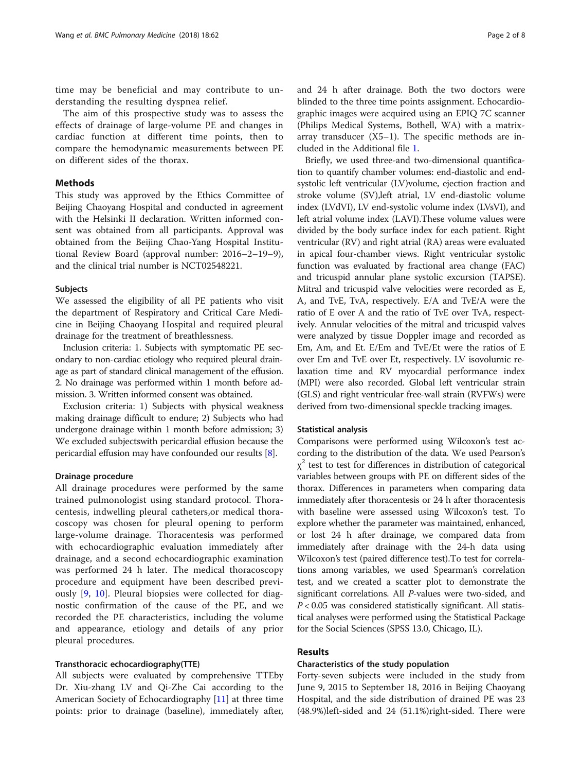time may be beneficial and may contribute to understanding the resulting dyspnea relief.

The aim of this prospective study was to assess the effects of drainage of large-volume PE and changes in cardiac function at different time points, then to compare the hemodynamic measurements between PE on different sides of the thorax.

## Methods

This study was approved by the Ethics Committee of Beijing Chaoyang Hospital and conducted in agreement with the Helsinki II declaration. Written informed consent was obtained from all participants. Approval was obtained from the Beijing Chao-Yang Hospital Institutional Review Board (approval number: 2016–2–19–9), and the clinical trial number is NCT02548221.

### Subjects

We assessed the eligibility of all PE patients who visit the department of Respiratory and Critical Care Medicine in Beijing Chaoyang Hospital and required pleural drainage for the treatment of breathlessness.

Inclusion criteria: 1. Subjects with symptomatic PE secondary to non-cardiac etiology who required pleural drainage as part of standard clinical management of the effusion. 2. No drainage was performed within 1 month before admission. 3. Written informed consent was obtained.

Exclusion criteria: 1) Subjects with physical weakness making drainage difficult to endure; 2) Subjects who had undergone drainage within 1 month before admission; 3) We excluded subjectswith pericardial effusion because the pericardial effusion may have confounded our results [8].

### Drainage procedure

All drainage procedures were performed by the same trained pulmonologist using standard protocol. Thoracentesis, indwelling pleural catheters,or medical thoracoscopy was chosen for pleural opening to perform large-volume drainage. Thoracentesis was performed with echocardiographic evaluation immediately after drainage, and a second echocardiographic examination was performed 24 h later. The medical thoracoscopy procedure and equipment have been described previously [9, 10]. Pleural biopsies were collected for diagnostic confirmation of the cause of the PE, and we recorded the PE characteristics, including the volume and appearance, etiology and details of any prior pleural procedures.

### Transthoracic echocardiography(TTE)

All subjects were evaluated by comprehensive TTEby Dr. Xiu-zhang LV and Qi-Zhe Cai according to the American Society of Echocardiography [11] at three time points: prior to drainage (baseline), immediately after, and 24 h after drainage. Both the two doctors were blinded to the three time points assignment. Echocardiographic images were acquired using an EPIQ 7C scanner (Philips Medical Systems, Bothell, WA) with a matrix-array transducer (X5–1). The specific methods are included in the Additional file 1.

Briefly, we used three-and two-dimensional quantification to quantify chamber volumes: end-diastolic and end-systolic left ventricular (LV)volume, ejection fraction and stroke volume (SV),left atrial, LV end-diastolic volume index (LVdVI), LV end-systolic volume index (LVsVI), and left atrial volume index (LAVI).These volume values were divided by the body surface index for each patient. Right ventricular (RV) and right atrial (RA) areas were evaluated in apical four-chamber views. Right ventricular systolic function was evaluated by fractional area change (FAC) and tricuspid annular plane systolic excursion (TAPSE). Mitral and tricuspid valve velocities were recorded as E, A, and TvE, TvA, respectively. E/A and TvE/A were the ratio of E over A and the ratio of TvE over TvA, respectively. Annular velocities of the mitral and tricuspid valves were analyzed by tissue Doppler image and recorded as Em, Am, and Et. E/Em and TvE/Et were the ratios of E over Em and TvE over Et, respectively. LV isovolumic relaxation time and RV myocardial performance index (MPI) were also recorded. Global left ventricular strain (GLS) and right ventricular free-wall strain (RVFWs) were derived from two-dimensional speckle tracking images.

### Statistical analysis

Comparisons were performed using Wilcoxon's test according to the distribution of the data. We used Pearson's $\chi^2$ test to test for differences in distribution of categorical variables between groups with PE on different sides of the thorax. Differences in parameters when comparing data immediately after thoracentesis or 24 h after thoracentesis with baseline were assessed using Wilcoxon's test. To explore whether the parameter was maintained, enhanced, or lost 24 h after drainage, we compared data from immediately after drainage with the 24-h data using Wilcoxon's test (paired difference test).To test for correlations among variables, we used Spearman's correlation test, and we created a scatter plot to demonstrate the significant correlations. All *P*-values were two-sided, and $P < 0.05$ was considered statistically significant. All statistical analyses were performed using the Statistical Package for the Social Sciences (SPSS 13.0, Chicago, IL).

## Results

### Characteristics of the study population

Forty-seven subjects were included in the study from June 9, 2015 to September 18, 2016 in Beijing Chaoyang Hospital, and the side distribution of drained PE was 23 (48.9%)left-sided and 24 (51.1%)right-sided. There were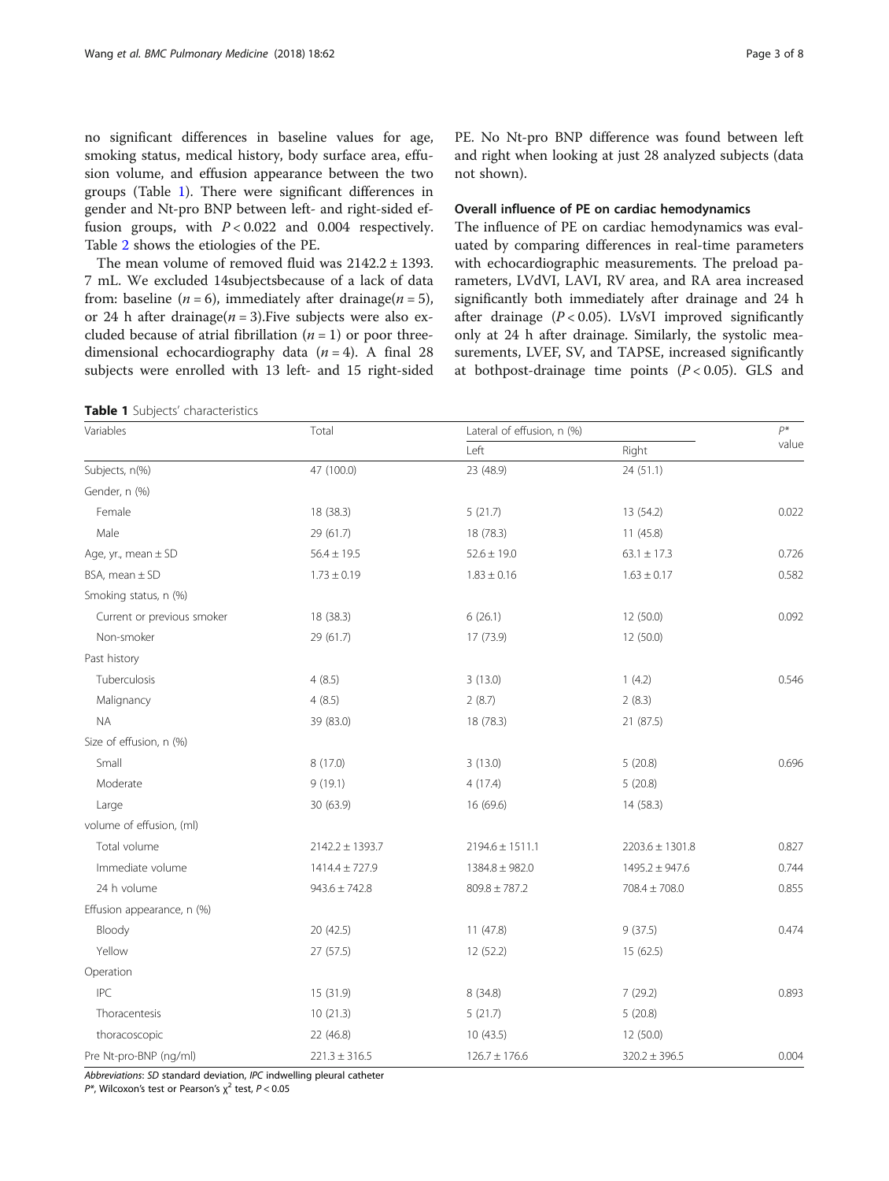no significant differences in baseline values for age, smoking status, medical history, body surface area, effusion volume, and effusion appearance between the two groups (Table 1). There were significant differences in gender and Nt-pro BNP between left- and right-sided effusion groups, with $P < 0.022$ and 0.004 respectively. Table 2 shows the etiologies of the PE.

The mean volume of removed fluid was 2142.2 ± 1393.7 mL. We excluded 14subjectsbecause of a lack of data from: baseline ($n = 6$), immediately after drainage($n = 5$), or 24 h after drainage($n = 3$).Five subjects were also excluded because of atrial fibrillation ($n = 1$) or poor three-dimensional echocardiography data ($n = 4$). A final 28 subjects were enrolled with 13 left- and 15 right-sided PE. No Nt-pro BNP difference was found between left and right when looking at just 28 analyzed subjects (data not shown).

### Overall influence of PE on cardiac hemodynamics

The influence of PE on cardiac hemodynamics was evaluated by comparing differences in real-time parameters with echocardiographic measurements. The preload parameters, LVdVI, LAVI, RV area, and RA area increased significantly both immediately after drainage and 24 h after drainage ($P < 0.05$). LVsVI improved significantly only at 24 h after drainage. Similarly, the systolic measurements, LVEF, SV, and TAPSE, increased significantly at bothpost-drainage time points ($P < 0.05$). GLS and

**Table 1** Subjects' characteristics

| Variables | Total | Lateral of effusion, n (%) | | $P$* value |
|---|---|---|---|---|
| | | Left | Right | |
| Subjects, n(%) | 47 (100.0) | 23 (48.9) | 24 (51.1) | |
| Gender, n (%) | | | | |
| Female | 18 (38.3) | 5 (21.7) | 13 (54.2) | 0.022 |
| Male | 29 (61.7) | 18 (78.3) | 11 (45.8) | |
| Age, yr., mean ± SD | 56.4 ± 19.5 | 52.6 ± 19.0 | 63.1 ± 17.3 | 0.726 |
| BSA, mean ± SD | 1.73 ± 0.19 | 1.83 ± 0.16 | 1.63 ± 0.17 | 0.582 |
| Smoking status, n (%) | | | | |
| Current or previous smoker | 18 (38.3) | 6 (26.1) | 12 (50.0) | 0.092 |
| Non-smoker | 29 (61.7) | 17 (73.9) | 12 (50.0) | |
| Past history | | | | |
| Tuberculosis | 4 (8.5) | 3 (13.0) | 1 (4.2) | 0.546 |
| Malignancy | 4 (8.5) | 2 (8.7) | 2 (8.3) | |
| NA | 39 (83.0) | 18 (78.3) | 21 (87.5) | |
| Size of effusion, n (%) | | | | |
| Small | 8 (17.0) | 3 (13.0) | 5 (20.8) | 0.696 |
| Moderate | 9 (19.1) | 4 (17.4) | 5 (20.8) | |
| Large | 30 (63.9) | 16 (69.6) | 14 (58.3) | |
| volume of effusion, (ml) | | | | |
| Total volume | 2142.2 ± 1393.7 | 2194.6 ± 1511.1 | 2203.6 ± 1301.8 | 0.827 |
| Immediate volume | 1414.4 ± 727.9 | 1384.8 ± 982.0 | 1495.2 ± 947.6 | 0.744 |
| 24 h volume | 943.6 ± 742.8 | 809.8 ± 787.2 | 708.4 ± 708.0 | 0.855 |
| Effusion appearance, n (%) | | | | |
| Bloody | 20 (42.5) | 11 (47.8) | 9 (37.5) | 0.474 |
| Yellow | 27 (57.5) | 12 (52.2) | 15 (62.5) | |
| Operation | | | | |
| IPC | 15 (31.9) | 8 (34.8) | 7 (29.2) | 0.893 |
| Thoracentesis | 10 (21.3) | 5 (21.7) | 5 (20.8) | |
| thoracoscopic | 22 (46.8) | 10 (43.5) | 12 (50.0) | |
| Pre Nt-pro-BNP (ng/ml) | 221.3 ± 316.5 | 126.7 ± 176.6 | 320.2 ± 396.5 | 0.004 |

*Abbreviations*: *SD* standard deviation, *IPC* indwelling pleural catheter

$P$*, Wilcoxon's test or Pearson's $\chi^2$ test, $P < 0.05$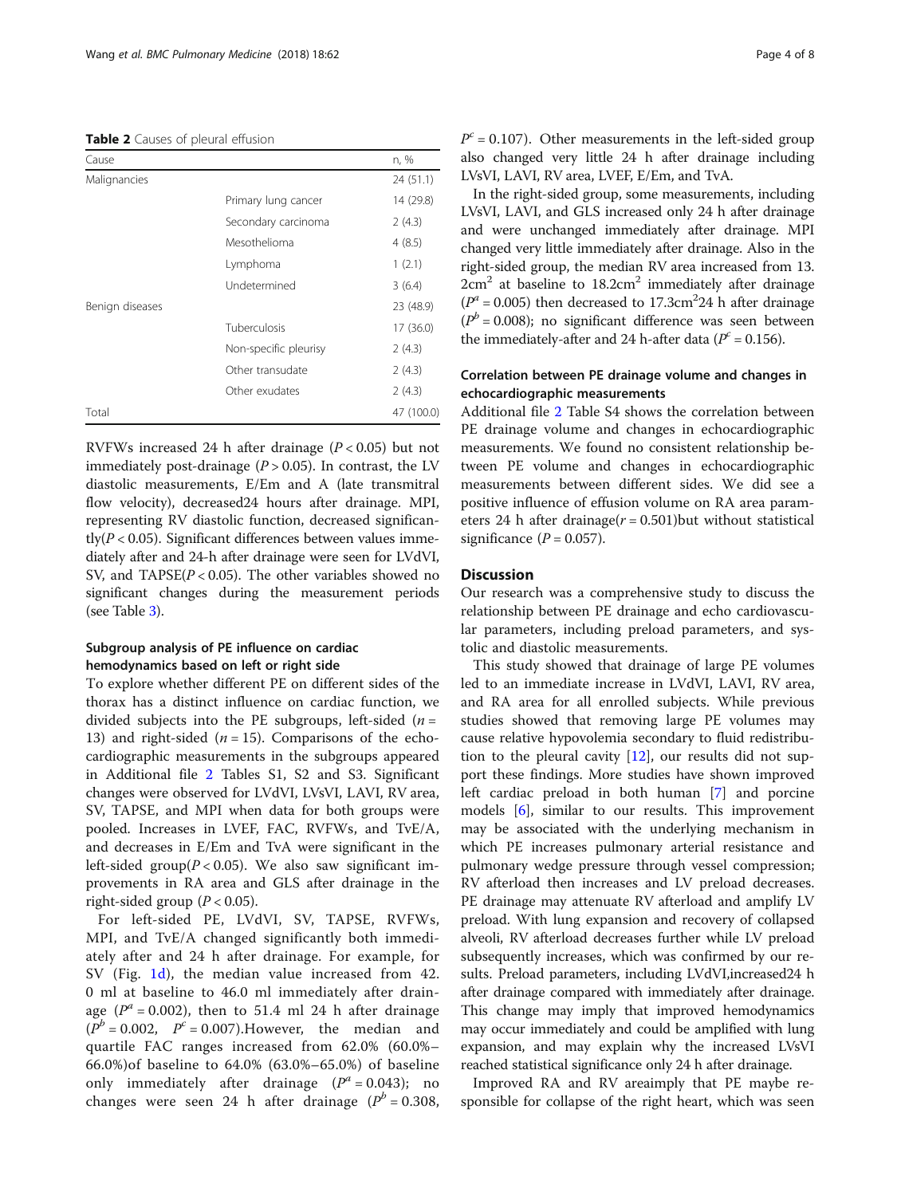**Table 2** Causes of pleural effusion

| Cause | | n, % |
| --- | --- | --- |
| Malignancies | | 24 (51.1) |
| | Primary lung cancer | 14 (29.8) |
| | Secondary carcinoma | 2 (4.3) |
| | Mesothelioma | 4 (8.5) |
| | Lymphoma | 1 (2.1) |
| | Undetermined | 3 (6.4) |
| Benign diseases | | 23 (48.9) |
| | Tuberculosis | 17 (36.0) |
| | Non-specific pleurisy | 2 (4.3) |
| | Other transudate | 2 (4.3) |
| | Other exudates | 2 (4.3) |
| Total | | 47 (100.0) |

RVFWs increased 24 h after drainage ($P < 0.05$) but not immediately post-drainage ($P > 0.05$). In contrast, the LV diastolic measurements, E/Em and A (late transmitral flow velocity), decreased24 hours after drainage. MPI, representing RV diastolic function, decreased significantly($P < 0.05$). Significant differences between values immediately after and 24-h after drainage were seen for LVdVI, SV, and TAPSE($P < 0.05$). The other variables showed no significant changes during the measurement periods (see Table 3).

## Subgroup analysis of PE influence on cardiac hemodynamics based on left or right side

To explore whether different PE on different sides of the thorax has a distinct influence on cardiac function, we divided subjects into the PE subgroups, left-sided ($n$ = 13) and right-sided ($n$ = 15). Comparisons of the echocardiographic measurements in the subgroups appeared in Additional file 2 Tables S1, S2 and S3. Significant changes were observed for LVdVI, LVsVI, LAVI, RV area, SV, TAPSE, and MPI when data for both groups were pooled. Increases in LVEF, FAC, RVFWs, and TvE/A, and decreases in E/Em and TvA were significant in the left-sided group($P < 0.05$). We also saw significant improvements in RA area and GLS after drainage in the right-sided group ($P < 0.05$).

For left-sided PE, LVdVI, SV, TAPSE, RVFWs, MPI, and TvE/A changed significantly both immediately after and 24 h after drainage. For example, for SV (Fig. 1d), the median value increased from 42.0 ml at baseline to 46.0 ml immediately after drainage ($P^a = 0.002$), then to 51.4 ml 24 h after drainage ($P^b = 0.002$, $P^c = 0.007$).However, the median and quartile FAC ranges increased from 62.0% (60.0%–66.0%)of baseline to 64.0% (63.0%–65.0%) of baseline only immediately after drainage ($P^a = 0.043$); no changes were seen 24 h after drainage ($P^b = 0.308$, $P^c = 0.107$). Other measurements in the left-sided group also changed very little 24 h after drainage including LVsVI, LAVI, RV area, LVEF, E/Em, and TvA.

In the right-sided group, some measurements, including LVsVI, LAVI, and GLS increased only 24 h after drainage and were unchanged immediately after drainage. MPI changed very little immediately after drainage. Also in the right-sided group, the median RV area increased from 13.2cm$^2$ at baseline to 18.2cm$^2$ immediately after drainage ($P^a = 0.005$) then decreased to 17.3cm$^2$24 h after drainage ($P^b = 0.008$); no significant difference was seen between the immediately-after and 24 h-after data ($P^c = 0.156$).

## Correlation between PE drainage volume and changes in echocardiographic measurements

Additional file 2 Table S4 shows the correlation between PE drainage volume and changes in echocardiographic measurements. We found no consistent relationship between PE volume and changes in echocardiographic measurements between different sides. We did see a positive influence of effusion volume on RA area parameters 24 h after drainage($r = 0.501$)but without statistical significance ($P = 0.057$).

# Discussion

Our research was a comprehensive study to discuss the relationship between PE drainage and echo cardiovascular parameters, including preload parameters, and systolic and diastolic measurements.

This study showed that drainage of large PE volumes led to an immediate increase in LVdVI, LAVI, RV area, and RA area for all enrolled subjects. While previous studies showed that removing large PE volumes may cause relative hypovolemia secondary to fluid redistribution to the pleural cavity [12], our results did not support these findings. More studies have shown improved left cardiac preload in both human [7] and porcine models [6], similar to our results. This improvement may be associated with the underlying mechanism in which PE increases pulmonary arterial resistance and pulmonary wedge pressure through vessel compression; RV afterload then increases and LV preload decreases. PE drainage may attenuate RV afterload and amplify LV preload. With lung expansion and recovery of collapsed alveoli, RV afterload decreases further while LV preload subsequently increases, which was confirmed by our results. Preload parameters, including LVdVI,increased24 h after drainage compared with immediately after drainage. This change may imply that improved hemodynamics may occur immediately and could be amplified with lung expansion, and may explain why the increased LVsVI reached statistical significance only 24 h after drainage.

Improved RA and RV areaimply that PE maybe responsible for collapse of the right heart, which was seen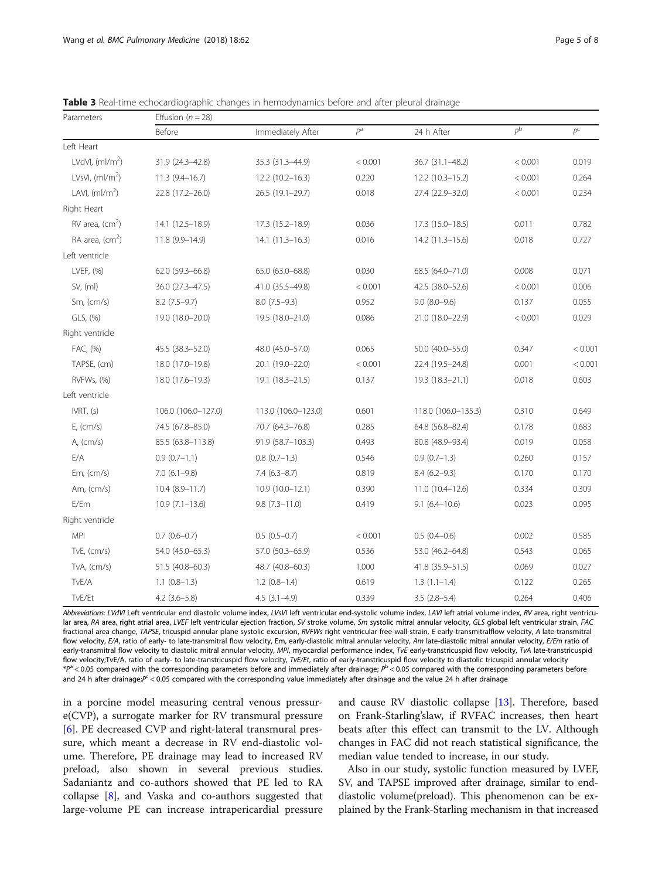**Table 3** Real-time echocardiographic changes in hemodynamics before and after pleural drainage

| Parameters | Effusion ($n = 28$) | | | | | |
|---|---|---|---|---|---|---|
| | Before | Immediately After | $P^a$ | 24 h After | $P^b$ | $P^c$ |
| Left Heart | | | | | | |
| LVdVI, (ml/m$^2$) | 31.9 (24.3–42.8) | 35.3 (31.3–44.9) | < 0.001 | 36.7 (31.1–48.2) | < 0.001 | 0.019 |
| LVsVI, (ml/m$^2$) | 11.3 (9.4–16.7) | 12.2 (10.2–16.3) | 0.220 | 12.2 (10.3–15.2) | < 0.001 | 0.264 |
| LAVI, (ml/m$^2$) | 22.8 (17.2–26.0) | 26.5 (19.1–29.7) | 0.018 | 27.4 (22.9–32.0) | < 0.001 | 0.234 |
| Right Heart | | | | | | |
| RV area, (cm$^2$) | 14.1 (12.5–18.9) | 17.3 (15.2–18.9) | 0.036 | 17.3 (15.0–18.5) | 0.011 | 0.782 |
| RA area, (cm$^2$) | 11.8 (9.9–14.9) | 14.1 (11.3–16.3) | 0.016 | 14.2 (11.3–15.6) | 0.018 | 0.727 |
| Left ventricle | | | | | | |
| LVEF, (%) | 62.0 (59.3–66.8) | 65.0 (63.0–68.8) | 0.030 | 68.5 (64.0–71.0) | 0.008 | 0.071 |
| SV, (ml) | 36.0 (27.3–47.5) | 41.0 (35.5–49.8) | < 0.001 | 42.5 (38.0–52.6) | < 0.001 | 0.006 |
| Sm, (cm/s) | 8.2 (7.5–9.7) | 8.0 (7.5–9.3) | 0.952 | 9.0 (8.0–9.6) | 0.137 | 0.055 |
| GLS, (%) | 19.0 (18.0–20.0) | 19.5 (18.0–21.0) | 0.086 | 21.0 (18.0–22.9) | < 0.001 | 0.029 |
| Right ventricle | | | | | | |
| FAC, (%) | 45.5 (38.3–52.0) | 48.0 (45.0–57.0) | 0.065 | 50.0 (40.0–55.0) | 0.347 | < 0.001 |
| TAPSE, (cm) | 18.0 (17.0–19.8) | 20.1 (19.0–22.0) | < 0.001 | 22.4 (19.5–24.8) | 0.001 | < 0.001 |
| RVFWs, (%) | 18.0 (17.6–19.3) | 19.1 (18.3–21.5) | 0.137 | 19.3 (18.3–21.1) | 0.018 | 0.603 |
| Left ventricle | | | | | | |
| IVRT, (s) | 106.0 (106.0–127.0) | 113.0 (106.0–123.0) | 0.601 | 118.0 (106.0–135.3) | 0.310 | 0.649 |
| E, (cm/s) | 74.5 (67.8–85.0) | 70.7 (64.3–76.8) | 0.285 | 64.8 (56.8–82.4) | 0.178 | 0.683 |
| A, (cm/s) | 85.5 (63.8–113.8) | 91.9 (58.7–103.3) | 0.493 | 80.8 (48.9–93.4) | 0.019 | 0.058 |
| E/A | 0.9 (0.7–1.1) | 0.8 (0.7–1.3) | 0.546 | 0.9 (0.7–1.3) | 0.260 | 0.157 |
| Em, (cm/s) | 7.0 (6.1–9.8) | 7.4 (6.3–8.7) | 0.819 | 8.4 (6.2–9.3) | 0.170 | 0.170 |
| Am, (cm/s) | 10.4 (8.9–11.7) | 10.9 (10.0–12.1) | 0.390 | 11.0 (10.4–12.6) | 0.334 | 0.309 |
| E/Em | 10.9 (7.1–13.6) | 9.8 (7.3–11.0) | 0.419 | 9.1 (6.4–10.6) | 0.023 | 0.095 |
| Right ventricle | | | | | | |
| MPI | 0.7 (0.6–0.7) | 0.5 (0.5–0.7) | < 0.001 | 0.5 (0.4–0.6) | 0.002 | 0.585 |
| TvE, (cm/s) | 54.0 (45.0–65.3) | 57.0 (50.3–65.9) | 0.536 | 53.0 (46.2–64.8) | 0.543 | 0.065 |
| TvA, (cm/s) | 51.5 (40.8–60.3) | 48.7 (40.8–60.3) | 1.000 | 41.8 (35.9–51.5) | 0.069 | 0.027 |
| TvE/A | 1.1 (0.8–1.3) | 1.2 (0.8–1.4) | 0.619 | 1.3 (1.1–1.4) | 0.122 | 0.265 |
| TvE/Et | 4.2 (3.6–5.8) | 4.5 (3.1–4.9) | 0.339 | 3.5 (2.8–5.4) | 0.264 | 0.406 |

*Abbreviations*: *LVdVI* Left ventricular end diastolic volume index, *LVsVI* left ventricular end-systolic volume index, *LAVI* left atrial volume index, *RV* area, right ventricular area, *RA* area, right atrial area, *LVEF* left ventricular ejection fraction, *SV* stroke volume, *Sm* systolic mitral annular velocity, *GLS* global left ventricular strain, *FAC* fractional area change, *TAPSE*, tricuspid annular plane systolic excursion, *RVFWs* right ventricular free-wall strain, *E* early-transmitralflow velocity, *A* late-transmitral flow velocity, *E/A*, ratio of early- to late-transmitral flow velocity, Em, early-diastolic mitral annular velocity, *Am* late-diastolic mitral annular velocity, *E/Em* ratio of early-transmitral flow velocity to diastolic mitral annular velocity, *MPI*, myocardial performance index, *TvE* early-transtricuspid flow velocity, *TvA* late-transtricuspid flow velocity;TvE/A, ratio of early- to late-transtricuspid flow velocity, *TvE/Et*, ratio of early-transtricuspid flow velocity to diastolic tricuspid annular velocity
*$P^a < 0.05$ compared with the corresponding parameters before and immediately after drainage; $P^b < 0.05$ compared with the corresponding parameters before and 24 h after drainage;$P^c < 0.05$ compared with the corresponding value immediately after drainage and the value 24 h after drainage

in a porcine model measuring central venous pressure(CVP), a surrogate marker for RV transmural pressure [6]. PE decreased CVP and right-lateral transmural pressure, which meant a decrease in RV end-diastolic volume. Therefore, PE drainage may lead to increased RV preload, also shown in several previous studies. Sadaniantz and co-authors showed that PE led to RA collapse [8], and Vaska and co-authors suggested that large-volume PE can increase intrapericardial pressure and cause RV diastolic collapse [13]. Therefore, based on Frank-Starling'slaw, if RVFAC increases, then heart beats after this effect can transmit to the LV. Although changes in FAC did not reach statistical significance, the median value tended to increase, in our study.

Also in our study, systolic function measured by LVEF, SV, and TAPSE improved after drainage, similar to end-diastolic volume(preload). This phenomenon can be explained by the Frank-Starling mechanism in that increased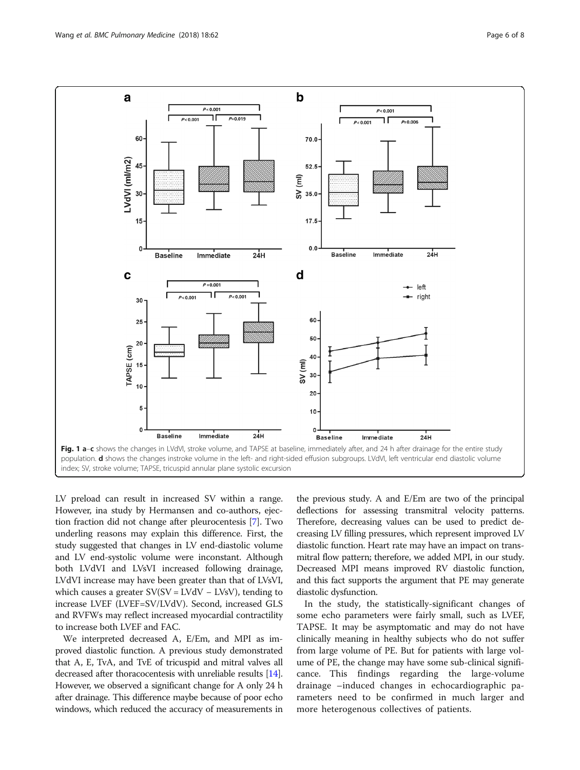**Fig. 1 a–c** shows the changes in LVdVI, stroke volume, and TAPSE at baseline, immediately after, and 24 h after drainage for the entire study population. **d** shows the changes instroke volume in the left- and right-sided effusion subgroups. LVdVI, left ventricular end diastolic volume index; SV, stroke volume; TAPSE, tricuspid annular plane systolic excursion

LV preload can result in increased SV within a range. However, ina study by Hermansen and co-authors, ejection fraction did not change after pleurocentesis [7]. Two underling reasons may explain this difference. First, the study suggested that changes in LV end-diastolic volume and LV end-systolic volume were inconstant. Although both LVdVI and LVsVI increased following drainage, LVdVI increase may have been greater than that of LVsVI, which causes a greater SV(SV = LVdV − LVsV), tending to increase LVEF (LVEF=SV/LVdV). Second, increased GLS and RVFWs may reflect increased myocardial contractility to increase both LVEF and FAC.

We interpreted decreased A, E/Em, and MPI as improved diastolic function. A previous study demonstrated that A, E, TvA, and TvE of tricuspid and mitral valves all decreased after thoracocentesis with unreliable results [14]. However, we observed a significant change for A only 24 h after drainage. This difference maybe because of poor echo windows, which reduced the accuracy of measurements in the previous study. A and E/Em are two of the principal deflections for assessing transmitral velocity patterns. Therefore, decreasing values can be used to predict decreasing LV filling pressures, which represent improved LV diastolic function. Heart rate may have an impact on transmitral flow pattern; therefore, we added MPI, in our study. Decreased MPI means improved RV diastolic function, and this fact supports the argument that PE may generate diastolic dysfunction.

In the study, the statistically-significant changes of some echo parameters were fairly small, such as LVEF, TAPSE. It may be asymptomatic and may do not have clinically meaning in healthy subjects who do not suffer from large volume of PE. But for patients with large volume of PE, the change may have some sub-clinical significance. This findings regarding the large-volume drainage –induced changes in echocardiographic parameters need to be confirmed in much larger and more heterogenous collectives of patients.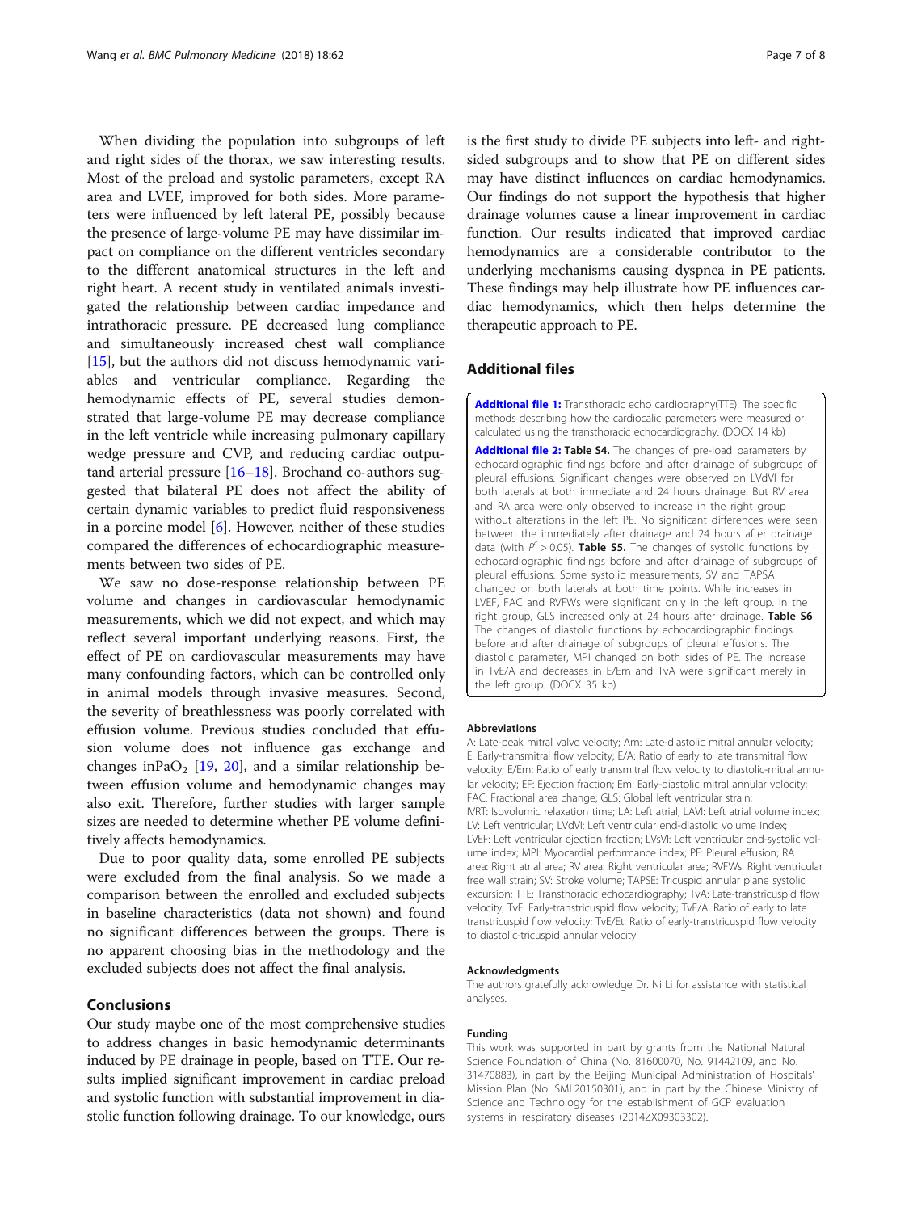When dividing the population into subgroups of left and right sides of the thorax, we saw interesting results. Most of the preload and systolic parameters, except RA area and LVEF, improved for both sides. More parameters were influenced by left lateral PE, possibly because the presence of large-volume PE may have dissimilar impact on compliance on the different ventricles secondary to the different anatomical structures in the left and right heart. A recent study in ventilated animals investigated the relationship between cardiac impedance and intrathoracic pressure. PE decreased lung compliance and simultaneously increased chest wall compliance [15], but the authors did not discuss hemodynamic variables and ventricular compliance. Regarding the hemodynamic effects of PE, several studies demonstrated that large-volume PE may decrease compliance in the left ventricle while increasing pulmonary capillary wedge pressure and CVP, and reducing cardiac outputand arterial pressure [16–18]. Brochand co-authors suggested that bilateral PE does not affect the ability of certain dynamic variables to predict fluid responsiveness in a porcine model [6]. However, neither of these studies compared the differences of echocardiographic measurements between two sides of PE.

We saw no dose-response relationship between PE volume and changes in cardiovascular hemodynamic measurements, which we did not expect, and which may reflect several important underlying reasons. First, the effect of PE on cardiovascular measurements may have many confounding factors, which can be controlled only in animal models through invasive measures. Second, the severity of breathlessness was poorly correlated with effusion volume. Previous studies concluded that effusion volume does not influence gas exchange and changes in$PaO_2$ [19, 20], and a similar relationship between effusion volume and hemodynamic changes may also exit. Therefore, further studies with larger sample sizes are needed to determine whether PE volume definitively affects hemodynamics.

Due to poor quality data, some enrolled PE subjects were excluded from the final analysis. So we made a comparison between the enrolled and excluded subjects in baseline characteristics (data not shown) and found no significant differences between the groups. There is no apparent choosing bias in the methodology and the excluded subjects does not affect the final analysis.

## Conclusions

Our study maybe one of the most comprehensive studies to address changes in basic hemodynamic determinants induced by PE drainage in people, based on TTE. Our results implied significant improvement in cardiac preload and systolic function with substantial improvement in diastolic function following drainage. To our knowledge, ours is the first study to divide PE subjects into left- and right-sided subgroups and to show that PE on different sides may have distinct influences on cardiac hemodynamics. Our findings do not support the hypothesis that higher drainage volumes cause a linear improvement in cardiac function. Our results indicated that improved cardiac hemodynamics are a considerable contributor to the underlying mechanisms causing dyspnea in PE patients. These findings may help illustrate how PE influences cardiac hemodynamics, which then helps determine the therapeutic approach to PE.

## Additional files

**Additional file 1:** Transthoracic echo cardiography(TTE). The specific methods describing how the cardiocalic paremeters were measured or calculated using the transthoracic echocardiography. (DOCX 14 kb)

**Additional file 2:** **Table S4.** The changes of pre-load parameters by echocardiographic findings before and after drainage of subgroups of pleural effusions. Significant changes were observed on LVdVI for both laterals at both immediate and 24 hours drainage. But RV area and RA area were only observed to increase in the right group without alterations in the left PE. No significant differences were seen between the immediately after drainage and 24 hours after drainage data (with $P^c > 0.05$). **Table S5.** The changes of systolic functions by echocardiographic findings before and after drainage of subgroups of pleural effusions. Some systolic measurements, SV and TAPSA changed on both laterals at both time points. While increases in LVEF, FAC and RVFWs were significant only in the left group. In the right group, GLS increased only at 24 hours after drainage. **Table S6** The changes of diastolic functions by echocardiographic findings before and after drainage of subgroups of pleural effusions. The diastolic parameter, MPI changed on both sides of PE. The increase in TvE/A and decreases in E/Em and TvA were significant merely in the left group. (DOCX 35 kb)

#### Abbreviations

A: Late-peak mitral valve velocity; Am: Late-diastolic mitral annular velocity; E: Early-transmitral flow velocity; E/A: Ratio of early to late transmitral flow velocity; E/Em: Ratio of early transmitral flow velocity to diastolic-mitral annular velocity; EF: Ejection fraction; Em: Early-diastolic mitral annular velocity; FAC: Fractional area change; GLS: Global left ventricular strain; IVRT: Isovolumic relaxation time; LA: Left atrial; LAVI: Left atrial volume index; LV: Left ventricular; LVdVI: Left ventricular end-diastolic volume index; LVEF: Left ventricular ejection fraction; LVsVI: Left ventricular end-systolic volume index; MPI: Myocardial performance index; PE: Pleural effusion; RA area: Right atrial area; RV area: Right ventricular area; RVFWs: Right ventricular free wall strain; SV: Stroke volume; TAPSE: Tricuspid annular plane systolic excursion; TTE: Transthoracic echocardiography; TvA: Late-transtricuspid flow velocity; TvE: Early-transtricuspid flow velocity; TvE/A: Ratio of early to late transtricuspid flow velocity; TvE/Et: Ratio of early-transtricuspid flow velocity to diastolic-tricuspid annular velocity

#### Acknowledgments

The authors gratefully acknowledge Dr. Ni Li for assistance with statistical analyses.

#### Funding

This work was supported in part by grants from the National Natural Science Foundation of China (No. 81600070, No. 91442109, and No. 31470883), in part by the Beijing Municipal Administration of Hospitals' Mission Plan (No. SML20150301), and in part by the Chinese Ministry of Science and Technology for the establishment of GCP evaluation systems in respiratory diseases (2014ZX09303302).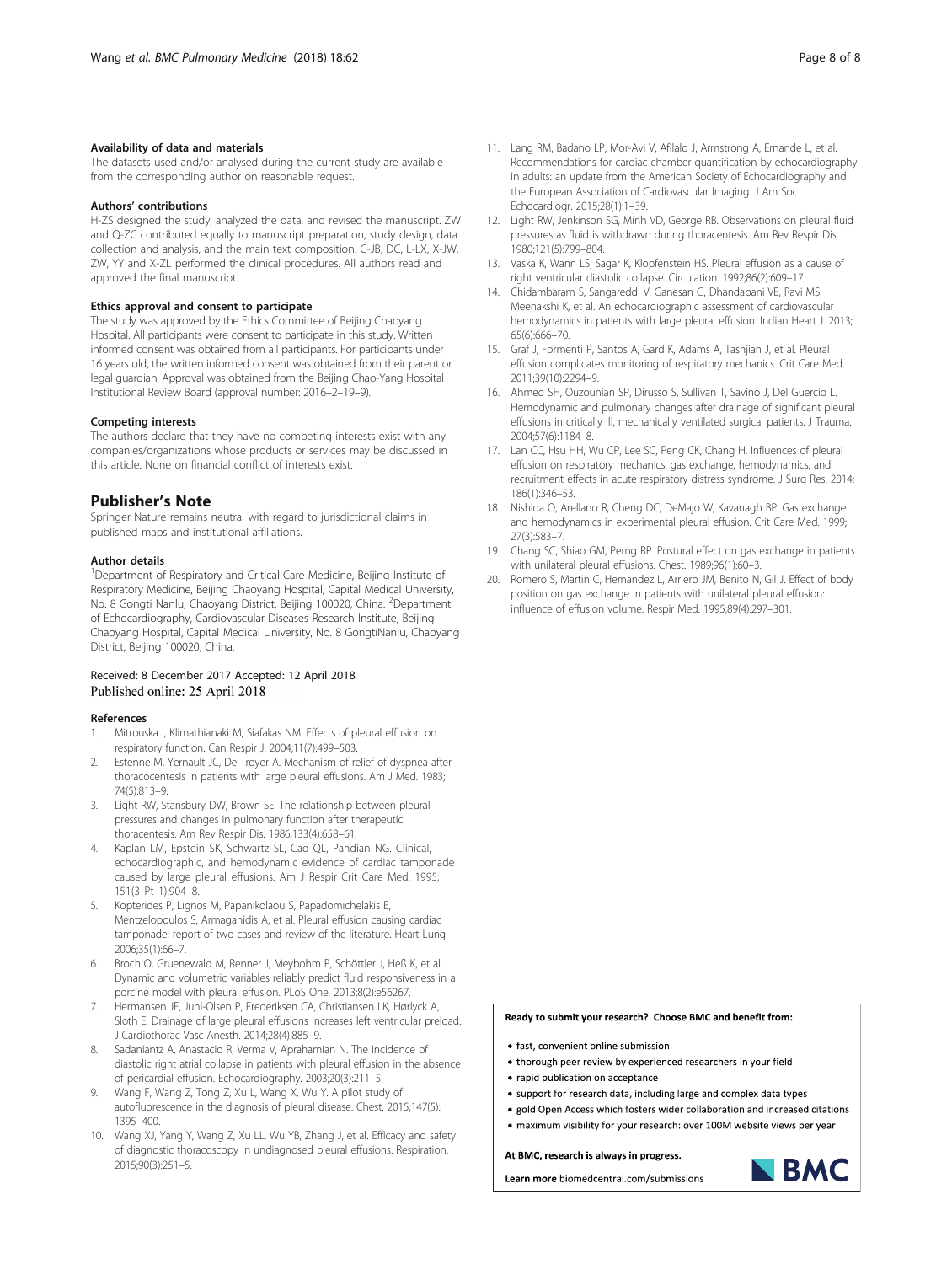#### Availability of data and materials

The datasets used and/or analysed during the current study are available from the corresponding author on reasonable request.

#### Authors' contributions

H-ZS designed the study, analyzed the data, and revised the manuscript. ZW and Q-ZC contributed equally to manuscript preparation, study design, data collection and analysis, and the main text composition. C-JB, DC, L-LX, X-JW, ZW, YY and X-ZL performed the clinical procedures. All authors read and approved the final manuscript.

#### Ethics approval and consent to participate

The study was approved by the Ethics Committee of Beijing Chaoyang Hospital. All participants were consent to participate in this study. Written informed consent was obtained from all participants. For participants under 16 years old, the written informed consent was obtained from their parent or legal guardian. Approval was obtained from the Beijing Chao-Yang Hospital Institutional Review Board (approval number: 2016–2-19–9).

#### Competing interests

The authors declare that they have no competing interests exist with any companies/organizations whose products or services may be discussed in this article. None on financial conflict of interests exist.

## Publisher's Note

Springer Nature remains neutral with regard to jurisdictional claims in published maps and institutional affiliations.

#### Author details

[1]Department of Respiratory and Critical Care Medicine, Beijing Institute of Respiratory Medicine, Beijing Chaoyang Hospital, Capital Medical University, No. 8 Gongti Nanlu, Chaoyang District, Beijing 100020, China. [2]Department of Echocardiography, Cardiovascular Diseases Research Institute, Beijing Chaoyang Hospital, Capital Medical University, No. 8 GongtiNanlu, Chaoyang District, Beijing 100020, China.

Received: 8 December 2017 Accepted: 12 April 2018
Published online: 25 April 2018

#### References

1. Mitrouska I, Klimathianaki M, Siafakas NM. Effects of pleural effusion on respiratory function. Can Respir J. 2004;11(7):499–503.
2. Estenne M, Yernault JC, De Troyer A. Mechanism of relief of dyspnea after thoracocentesis in patients with large pleural effusions. Am J Med. 1983; 74(5):813–9.
3. Light RW, Stansbury DW, Brown SE. The relationship between pleural pressures and changes in pulmonary function after therapeutic thoracentesis. Am Rev Respir Dis. 1986;133(4):658–61.
4. Kaplan LM, Epstein SK, Schwartz SL, Cao QL, Pandian NG. Clinical, echocardiographic, and hemodynamic evidence of cardiac tamponade caused by large pleural effusions. Am J Respir Crit Care Med. 1995; 151(3 Pt 1):904–8.
5. Kopterides P, Lignos M, Papanikolaou S, Papadomichelakis E, Mentzelopoulos S, Armaganidis A, et al. Pleural effusion causing cardiac tamponade: report of two cases and review of the literature. Heart Lung. 2006;35(1):66–7.
6. Broch O, Gruenewald M, Renner J, Meybohm P, Schöttler J, Heß K, et al. Dynamic and volumetric variables reliably predict fluid responsiveness in a porcine model with pleural effusion. PLoS One. 2013;8(2):e56267.
7. Hermansen JF, Juhl-Olsen P, Frederiksen CA, Christiansen LK, Hørlyck A, Sloth E. Drainage of large pleural effusions increases left ventricular preload. J Cardiothorac Vasc Anesth. 2014;28(4):885–9.
8. Sadaniantz A, Anastacio R, Verma V, Aprahamian N. The incidence of diastolic right atrial collapse in patients with pleural effusion in the absence of pericardial effusion. Echocardiography. 2003;20(3):211–5.
9. Wang F, Wang Z, Tong Z, Xu L, Wang X, Wu Y. A pilot study of autofluorescence in the diagnosis of pleural disease. Chest. 2015;147(5): 1395–400.
10. Wang XJ, Yang Y, Wang Z, Xu LL, Wu YB, Zhang J, et al. Efficacy and safety of diagnostic thoracoscopy in undiagnosed pleural effusions. Respiration. 2015;90(3):251–5.
11. Lang RM, Badano LP, Mor-Avi V, Afilalo J, Armstrong A, Ernande L, et al. Recommendations for cardiac chamber quantification by echocardiography in adults: an update from the American Society of Echocardiography and the European Association of Cardiovascular Imaging. J Am Soc Echocardiogr. 2015;28(1):1–39.
12. Light RW, Jenkinson SG, Minh VD, George RB. Observations on pleural fluid pressures as fluid is withdrawn during thoracentesis. Am Rev Respir Dis. 1980;121(5):799–804.
13. Vaska K, Wann LS, Sagar K, Klopfenstein HS. Pleural effusion as a cause of right ventricular diastolic collapse. Circulation. 1992;86(2):609–17.
14. Chidambaram S, Sangareddi V, Ganesan G, Dhandapani VE, Ravi MS, Meenakshi K, et al. An echocardiographic assessment of cardiovascular hemodynamics in patients with large pleural effusion. Indian Heart J. 2013; 65(6):666–70.
15. Graf J, Formenti P, Santos A, Gard K, Adams A, Tashjian J, et al. Pleural effusion complicates monitoring of respiratory mechanics. Crit Care Med. 2011;39(10):2294–9.
16. Ahmed SH, Ouzounian SP, Dirusso S, Sullivan T, Savino J, Del Guercio L. Hemodynamic and pulmonary changes after drainage of significant pleural effusions in critically ill, mechanically ventilated surgical patients. J Trauma. 2004;57(6):1184–8.
17. Lan CC, Hsu HH, Wu CP, Lee SC, Peng CK, Chang H. Influences of pleural effusion on respiratory mechanics, gas exchange, hemodynamics, and recruitment effects in acute respiratory distress syndrome. J Surg Res. 2014; 186(1):346–53.
18. Nishida O, Arellano R, Cheng DC, DeMajo W, Kavanagh BP. Gas exchange and hemodynamics in experimental pleural effusion. Crit Care Med. 1999; 27(3):583–7.
19. Chang SC, Shiao GM, Perng RP. Postural effect on gas exchange in patients with unilateral pleural effusions. Chest. 1989;96(1):60–3.
20. Romero S, Martin C, Hernandez L, Arriero JM, Benito N, Gil J. Effect of body position on gas exchange in patients with unilateral pleural effusion: influence of effusion volume. Respir Med. 1995;89(4):297–301.

Ready to submit your research? Choose BMC and benefit from:

- fast, convenient online submission
- thorough peer review by experienced researchers in your field
- rapid publication on acceptance
- support for research data, including large and complex data types
- gold Open Access which fosters wider collaboration and increased citations
- maximum visibility for your research: over 100M website views per year

At BMC, research is always in progress.

Learn more biomedcentral.com/submissions